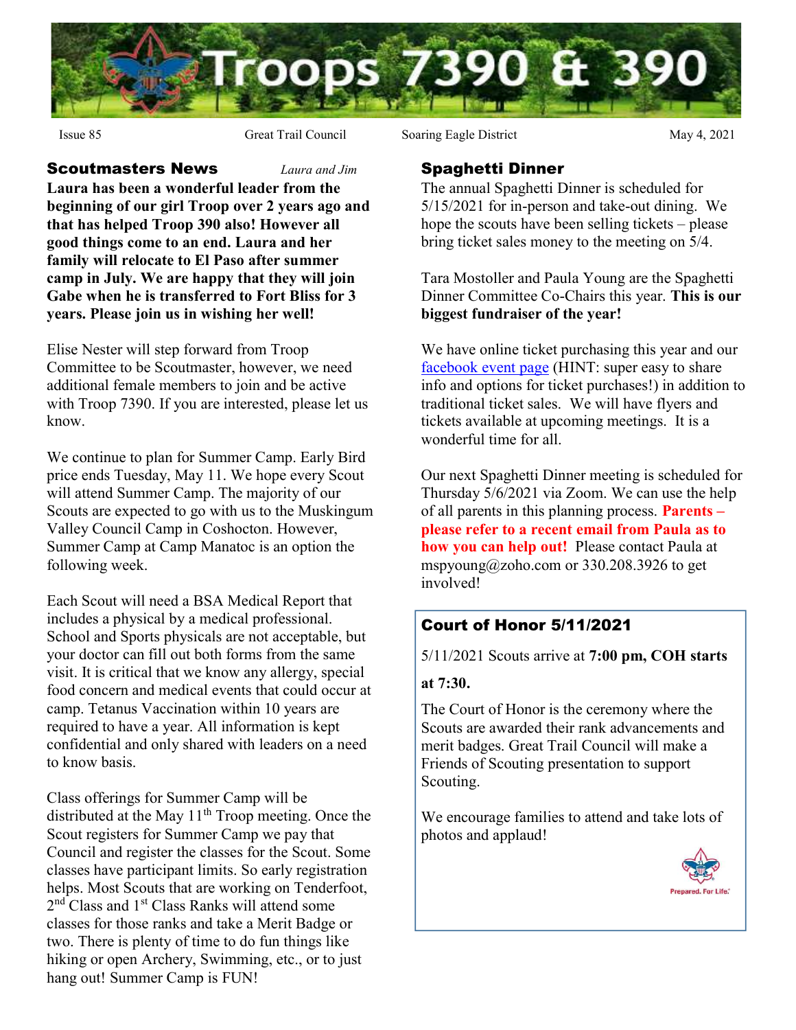# Troops 7390 & 390

Issue 85 | Great Trail Council | Soaring Eagle District | May 4, 2021

## Scoutmasters News

*Laura and Jim*

**Laura has been a wonderful leader from the beginning of our girl Troop over 2 years ago and that has helped Troop 390 also! However all good things come to an end. Laura and her family will relocate to El Paso after summer camp in July. We are happy that they will join Gabe when he is transferred to Fort Bliss for 3 years. Please join us in wishing her well!**

Elise Nester will step forward from Troop Committee to be Scoutmaster, however, we need additional female members to join and be active with Troop 7390. If you are interested, please let us know.

We continue to plan for Summer Camp. Early Bird price ends Tuesday, May 11. We hope every Scout will attend Summer Camp. The majority of our Scouts are expected to go with us to the Muskingum Valley Council Camp in Coshocton. However, Summer Camp at Camp Manatoc is an option the following week.

Each Scout will need a BSA Medical Report that includes a physical by a medical professional. School and Sports physicals are not acceptable, but your doctor can fill out both forms from the same visit. It is critical that we know any allergy, special food concern and medical events that could occur at camp. Tetanus Vaccination within 10 years are required to have a year. All information is kept confidential and only shared with leaders on a need to know basis.

Class offerings for Summer Camp will be distributed at the May 11th Troop meeting. Once the Scout registers for Summer Camp we pay that Council and register the classes for the Scout. Some classes have participant limits. So early registration helps. Most Scouts that are working on Tenderfoot, 2nd Class and 1st Class Ranks will attend some classes for those ranks and take a Merit Badge or two. There is plenty of time to do fun things like hiking or open Archery, Swimming, etc., or to just hang out! Summer Camp is FUN!

## Spaghetti Dinner

The annual Spaghetti Dinner is scheduled for 5/15/2021 for in-person and take-out dining. We hope the scouts have been selling tickets – please bring ticket sales money to the meeting on 5/4.

Tara Mostoller and Paula Young are the Spaghetti Dinner Committee Co-Chairs this year. **This is our biggest fundraiser of the year!**

We have online ticket purchasing this year and our facebook event page (HINT: super easy to share info and options for ticket purchases!) in addition to traditional ticket sales. We will have flyers and tickets available at upcoming meetings. It is a wonderful time for all.

Our next Spaghetti Dinner meeting is scheduled for Thursday 5/6/2021 via Zoom. We can use the help of all parents in this planning process. **Parents – please refer to a recent email from Paula as to how you can help out!** Please contact Paula at mspyoung@zoho.com or 330.208.3926 to get involved!

## Court of Honor 5/11/2021

5/11/2021 Scouts arrive at **7:00 pm, COH starts at 7:30.**

The Court of Honor is the ceremony where the Scouts are awarded their rank advancements and merit badges. Great Trail Council will make a Friends of Scouting presentation to support Scouting.

We encourage families to attend and take lots of photos and applaud!

Prepared. For Life.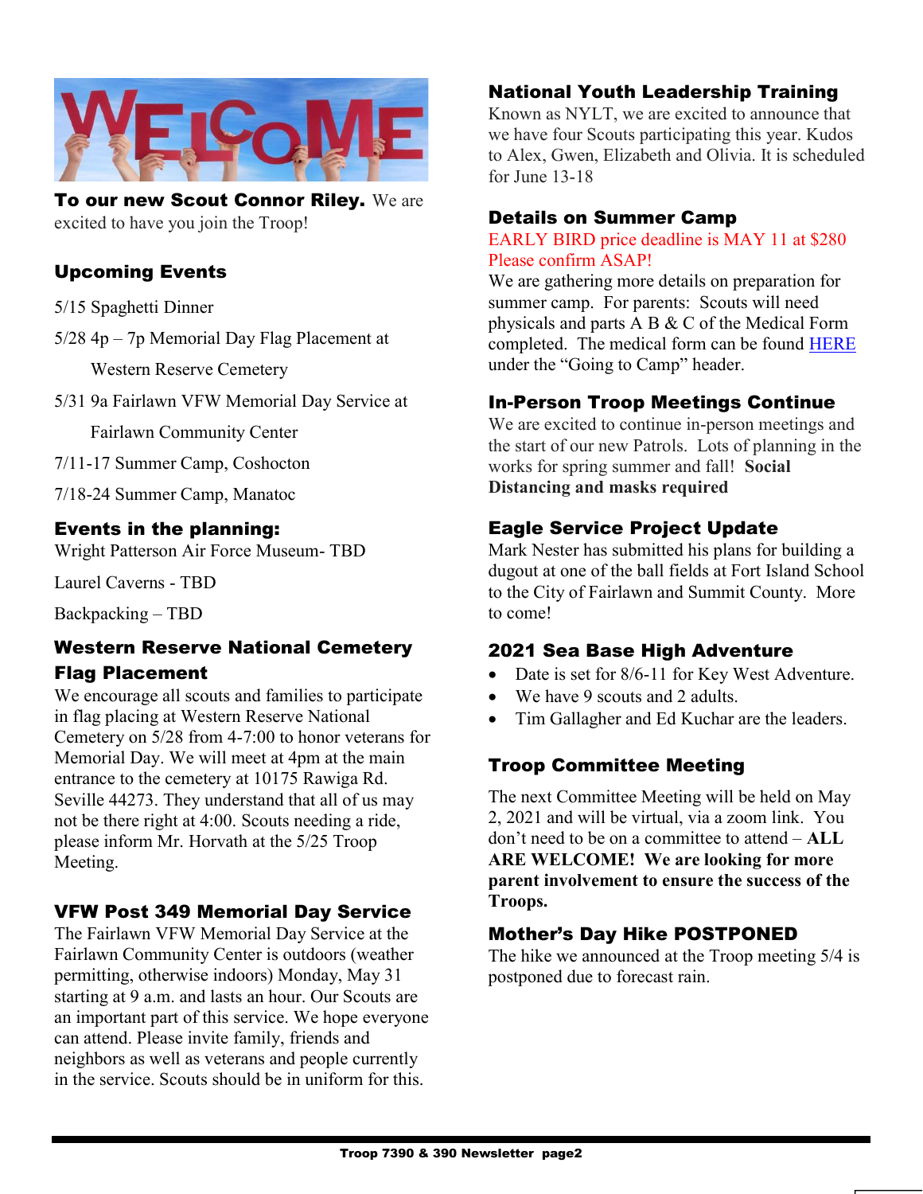WELCOME

**To our new Scout Connor Riley.** We are excited to have you join the Troop!

## Upcoming Events

5/15 Spaghetti Dinner

5/28 4p – 7p Memorial Day Flag Placement at Western Reserve Cemetery

5/31 9a Fairlawn VFW Memorial Day Service at Fairlawn Community Center

7/11-17 Summer Camp, Coshocton

7/18-24 Summer Camp, Manatoc

## Events in the planning:

Wright Patterson Air Force Museum- TBD

Laurel Caverns - TBD

Backpacking – TBD

## Western Reserve National Cemetery Flag Placement

We encourage all scouts and families to participate in flag placing at Western Reserve National Cemetery on 5/28 from 4-7:00 to honor veterans for Memorial Day. We will meet at 4pm at the main entrance to the cemetery at 10175 Rawiga Rd. Seville 44273. They understand that all of us may not be there right at 4:00. Scouts needing a ride, please inform Mr. Horvath at the 5/25 Troop Meeting.

## VFW Post 349 Memorial Day Service

The Fairlawn VFW Memorial Day Service at the Fairlawn Community Center is outdoors (weather permitting, otherwise indoors) Monday, May 31 starting at 9 a.m. and lasts an hour. Our Scouts are an important part of this service. We hope everyone can attend. Please invite family, friends and neighbors as well as veterans and people currently in the service. Scouts should be in uniform for this.

## National Youth Leadership Training

Known as NYLT, we are excited to announce that we have four Scouts participating this year. Kudos to Alex, Gwen, Elizabeth and Olivia. It is scheduled for June 13-18

## Details on Summer Camp

EARLY BIRD price deadline is MAY 11 at $280
Please confirm ASAP!

We are gathering more details on preparation for summer camp. For parents: Scouts will need physicals and parts A B & C of the Medical Form completed. The medical form can be found HERE under the "Going to Camp" header.

## In-Person Troop Meetings Continue

We are excited to continue in-person meetings and the start of our new Patrols. Lots of planning in the works for spring summer and fall! **Social Distancing and masks required**

## Eagle Service Project Update

Mark Nester has submitted his plans for building a dugout at one of the ball fields at Fort Island School to the City of Fairlawn and Summit County. More to come!

## 2021 Sea Base High Adventure

- Date is set for 8/6-11 for Key West Adventure.
- We have 9 scouts and 2 adults.
- Tim Gallagher and Ed Kuchar are the leaders.

## Troop Committee Meeting

The next Committee Meeting will be held on May 2, 2021 and will be virtual, via a zoom link. You don't need to be on a committee to attend – **ALL ARE WELCOME! We are looking for more parent involvement to ensure the success of the Troops.**

## Mother's Day Hike POSTPONED

The hike we announced at the Troop meeting 5/4 is postponed due to forecast rain.